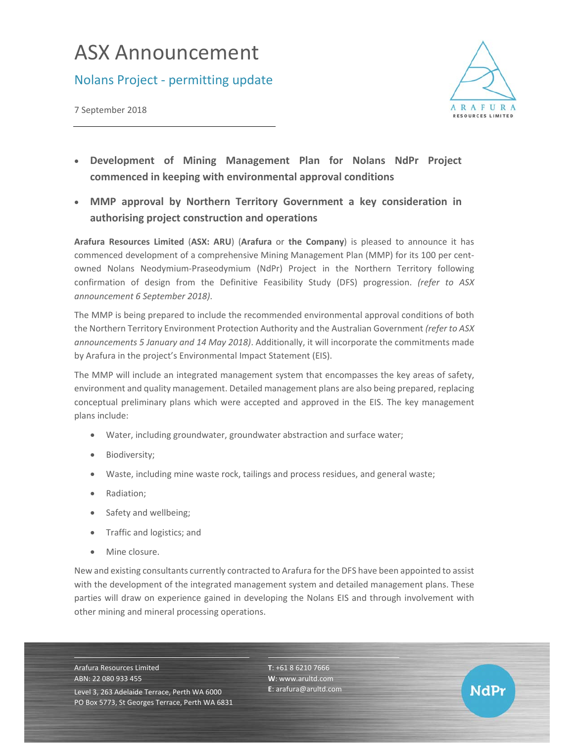# ASX Announcement

## Nolans Project - permitting update

7 September 2018

- **Development of Mining Management Plan for Nolans NdPr Project commenced in keeping with environmental approval conditions**
- **MMP approval by Northern Territory Government a key consideration in authorising project construction and operations**

**Arafura Resources Limited** (**ASX: ARU**) (**Arafura** or **the Company**) is pleased to announce it has commenced development of a comprehensive Mining Management Plan (MMP) for its 100 per cent-owned Nolans Neodymium-Praseodymium (NdPr) Project in the Northern Territory following confirmation of design from the Definitive Feasibility Study (DFS) progression. *(refer to ASX announcement 6 September 2018)*.

The MMP is being prepared to include the recommended environmental approval conditions of both the Northern Territory Environment Protection Authority and the Australian Government *(refer to ASX announcements 5 January and 14 May 2018)*. Additionally, it will incorporate the commitments made by Arafura in the project's Environmental Impact Statement (EIS).

The MMP will include an integrated management system that encompasses the key areas of safety, environment and quality management. Detailed management plans are also being prepared, replacing conceptual preliminary plans which were accepted and approved in the EIS. The key management plans include:

- Water, including groundwater, groundwater abstraction and surface water;
- Biodiversity;
- Waste, including mine waste rock, tailings and process residues, and general waste;
- Radiation;
- Safety and wellbeing;
- Traffic and logistics; and
- Mine closure.

New and existing consultants currently contracted to Arafura for the DFS have been appointed to assist with the development of the integrated management system and detailed management plans. These parties will draw on experience gained in developing the Nolans EIS and through involvement with other mining and mineral processing operations.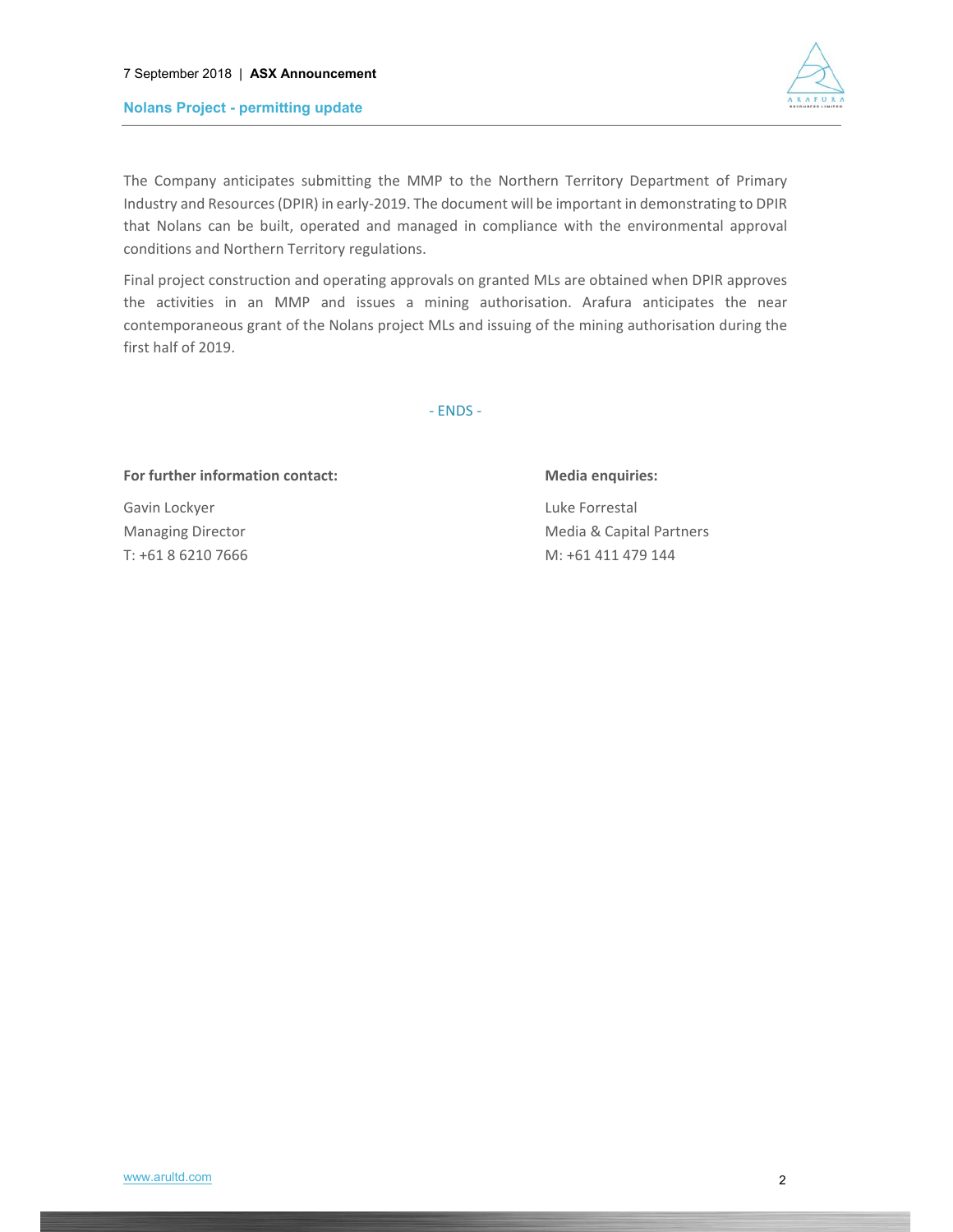The Company anticipates submitting the MMP to the Northern Territory Department of Primary Industry and Resources (DPIR) in early-2019. The document will be important in demonstrating to DPIR that Nolans can be built, operated and managed in compliance with the environmental approval conditions and Northern Territory regulations.

Final project construction and operating approvals on granted MLs are obtained when DPIR approves the activities in an MMP and issues a mining authorisation. Arafura anticipates the near contemporaneous grant of the Nolans project MLs and issuing of the mining authorisation during the first half of 2019.

- ENDS -

**For further information contact:**

Gavin Lockyer
Managing Director
T: +61 8 6210 7666

**Media enquiries:**

Luke Forrestal
Media & Capital Partners
M: +61 411 479 144

www.arultd.com